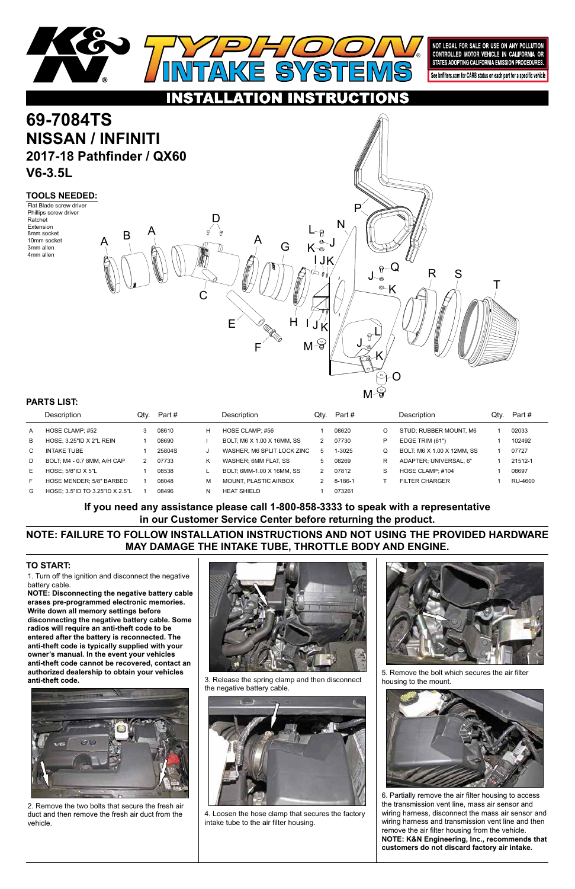# K&N TYPHOON INTAKE SYSTEMS

NOT LEGAL FOR SALE OR USE ON ANY POLLUTION CONTROLLED MOTOR VEHICLE IN CALIFORNIA OR STATES ADOPTING CALIFORNIA EMISSION PROCEDURES.

See knfilters.com for CARB status on each part for a specific vehicle

## INSTALLATION INSTRUCTIONS

# 69-7084TS
# NISSAN / INFINITI
## 2017-18 Pathfinder / QX60
## V6-3.5L

### TOOLS NEEDED:

Flat Blade screw driver
Phillips screw driver
Ratchet
Extension
8mm socket
10mm socket
3mm allen
4mm allen

### PARTS LIST:

| | Description | Qty. | Part # | | Description | Qty. | Part # | | Description | Qty. | Part # |
|---|---|---|---|---|---|---|---|---|---|---|---|
| A | HOSE CLAMP; #52 | 3 | 08610 | H | HOSE CLAMP; #56 | 1 | 08620 | O | STUD; RUBBER MOUNT, M6 | 1 | 02033 |
| B | HOSE; 3.25"ID X 2"L REIN | 1 | 08690 | I | BOLT; M6 X 1.00 X 16MM, SS | 2 | 07730 | P | EDGE TRIM (61") | 1 | 102492 |
| C | INTAKE TUBE | 1 | 25804S | J | WASHER, M6 SPLIT LOCK ZINC | 5 | 1-3025 | Q | BOLT; M6 X 1.00 X 12MM, SS | 1 | 07727 |
| D | BOLT; M4 - 0.7 8MM, A/H CAP | 2 | 07733 | K | WASHER; 6MM FLAT, SS | 5 | 08269 | R | ADAPTER; UNIVERSAL, 6" | 1 | 21512-1 |
| E | HOSE; 5/8"ID X 5"L | 1 | 08538 | L | BOLT; 6MM-1.00 X 16MM, SS | 2 | 07812 | S | HOSE CLAMP; #104 | 1 | 08697 |
| F | HOSE MENDER; 5/8" BARBED | 1 | 08048 | M | MOUNT, PLASTIC AIRBOX | 2 | 8-186-1 | T | FILTER CHARGER | 1 | RU-4600 |
| G | HOSE; 3.5"ID TO 3.25"ID X 2.5"L | 1 | 08496 | N | HEAT SHIELD | 1 | 073261 | | | | |

**If you need any assistance please call 1-800-858-3333 to speak with a representative in our Customer Service Center before returning the product.**

**NOTE: FAILURE TO FOLLOW INSTALLATION INSTRUCTIONS AND NOT USING THE PROVIDED HARDWARE MAY DAMAGE THE INTAKE TUBE, THROTTLE BODY AND ENGINE.**

### TO START:

1. Turn off the ignition and disconnect the negative battery cable.

**NOTE: Disconnecting the negative battery cable erases pre-programmed electronic memories. Write down all memory settings before disconnecting the negative battery cable. Some radios will require an anti-theft code to be entered after the battery is reconnected. The anti-theft code is typically supplied with your owner's manual. In the event your vehicles anti-theft code cannot be recovered, contact an authorized dealership to obtain your vehicles anti-theft code.**

2. Remove the two bolts that secure the fresh air duct and then remove the fresh air duct from the vehicle.

3. Release the spring clamp and then disconnect the negative battery cable.

4. Loosen the hose clamp that secures the factory intake tube to the air filter housing.

5. Remove the bolt which secures the air filter housing to the mount.

6. Partially remove the air filter housing to access the transmission vent line, mass air sensor and wiring harness, disconnect the mass air sensor and wiring harness and transmission vent line and then remove the air filter housing from the vehicle.

**NOTE: K&N Engineering, Inc., recommends that customers do not discard factory air intake.**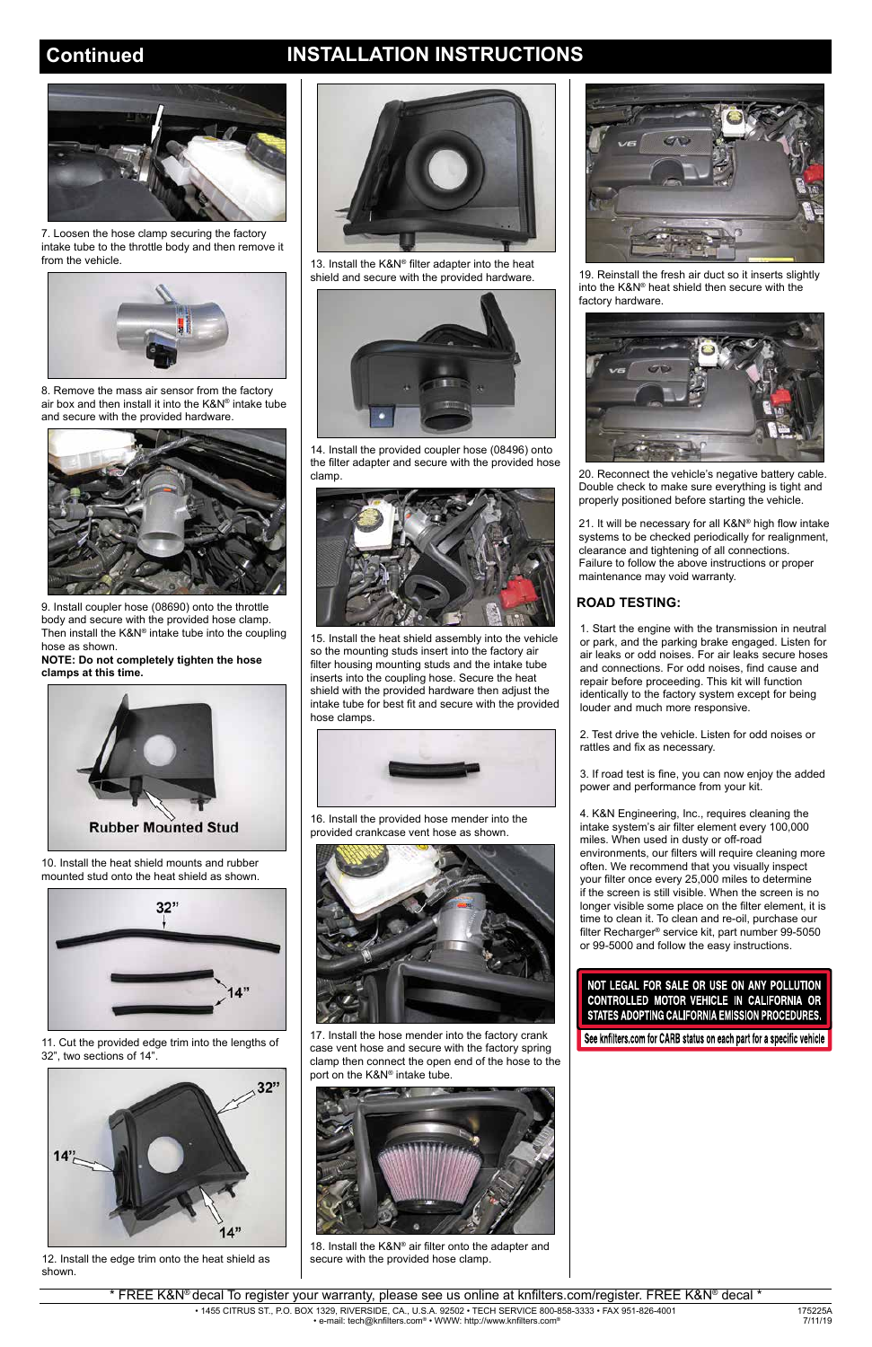## Continued

# INSTALLATION INSTRUCTIONS

7. Loosen the hose clamp securing the factory intake tube to the throttle body and then remove it from the vehicle.

8. Remove the mass air sensor from the factory air box and then install it into the K&N® intake tube and secure with the provided hardware.

9. Install coupler hose (08690) onto the throttle body and secure with the provided hose clamp. Then install the K&N® intake tube into the coupling hose as shown.
**NOTE: Do not completely tighten the hose clamps at this time.**

Rubber Mounted Stud

10. Install the heat shield mounts and rubber mounted stud onto the heat shield as shown.

32"

14"

11. Cut the provided edge trim into the lengths of 32", two sections of 14".

32"

14"

14"

12. Install the edge trim onto the heat shield as shown.

13. Install the K&N® filter adapter into the heat shield and secure with the provided hardware.

14. Install the provided coupler hose (08496) onto the filter adapter and secure with the provided hose clamp.

15. Install the heat shield assembly into the vehicle so the mounting studs insert into the factory air filter housing mounting studs and the intake tube inserts into the coupling hose. Secure the heat shield with the provided hardware then adjust the intake tube for best fit and secure with the provided hose clamps.

16. Install the provided hose mender into the provided crankcase vent hose as shown.

17. Install the hose mender into the factory crank case vent hose and secure with the factory spring clamp then connect the open end of the hose to the port on the K&N® intake tube.

18. Install the K&N® air filter onto the adapter and secure with the provided hose clamp.

19. Reinstall the fresh air duct so it inserts slightly into the K&N® heat shield then secure with the factory hardware.

20. Reconnect the vehicle's negative battery cable. Double check to make sure everything is tight and properly positioned before starting the vehicle.

21. It will be necessary for all K&N® high flow intake systems to be checked periodically for realignment, clearance and tightening of all connections. Failure to follow the above instructions or proper maintenance may void warranty.

### ROAD TESTING:

1. Start the engine with the transmission in neutral or park, and the parking brake engaged. Listen for air leaks or odd noises. For air leaks secure hoses and connections. For odd noises, find cause and repair before proceeding. This kit will function identically to the factory system except for being louder and much more responsive.

2. Test drive the vehicle. Listen for odd noises or rattles and fix as necessary.

3. If road test is fine, you can now enjoy the added power and performance from your kit.

4. K&N Engineering, Inc., requires cleaning the intake system's air filter element every 100,000 miles. When used in dusty or off-road environments, our filters will require cleaning more often. We recommend that you visually inspect your filter once every 25,000 miles to determine if the screen is still visible. When the screen is no longer visible some place on the filter element, it is time to clean it. To clean and re-oil, purchase our filter Recharger® service kit, part number 99-5050 or 99-5000 and follow the easy instructions.

**NOT LEGAL FOR SALE OR USE ON ANY POLLUTION CONTROLLED MOTOR VEHICLE IN CALIFORNIA OR STATES ADOPTING CALIFORNIA EMISSION PROCEDURES.**

**See knfilters.com for CARB status on each part for a specific vehicle**

\* FREE K&N® decal To register your warranty, please see us online at knfilters.com/register. FREE K&N® decal \*

• 1455 CITRUS ST., P.O. BOX 1329, RIVERSIDE, CA., U.S.A. 92502 • TECH SERVICE 800-858-3333 • FAX 951-826-4001
• e-mail: tech@knfilters.com® • WWW: http://www.knfilters.com®

175225A
7/11/19